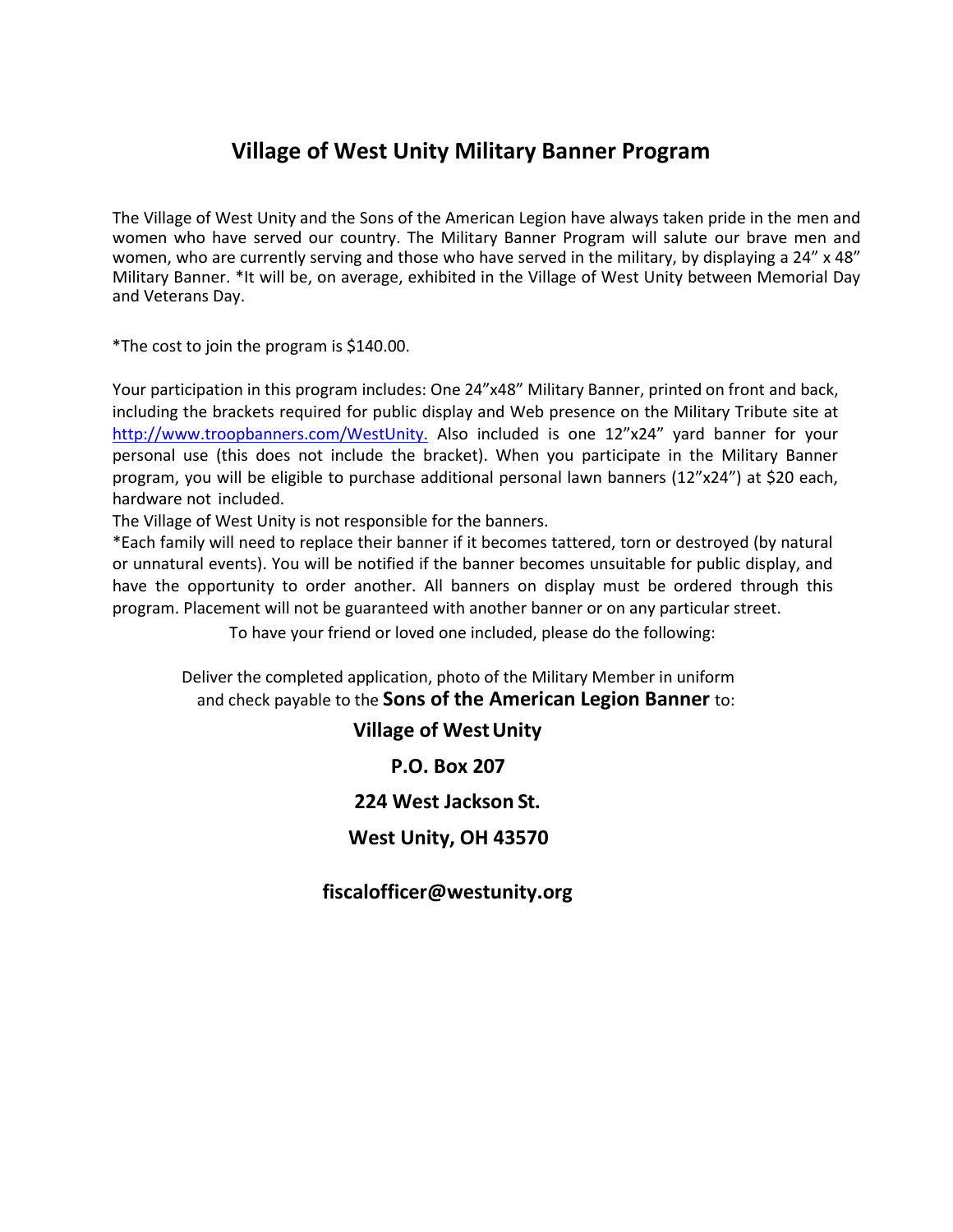# Village of West Unity Military Banner Program

The Village of West Unity and the Sons of the American Legion have always taken pride in the men and women who have served our country. The Military Banner Program will salute our brave men and women, who are currently serving and those who have served in the military, by displaying a 24" x 48" Military Banner. *It will be, on average, exhibited in the Village of West Unity between Memorial Day and Veterans Day.

*The cost to join the program is $140.00.

Your participation in this program includes: One 24"x48" Military Banner, printed on front and back, including the brackets required for public display and Web presence on the Military Tribute site at [http://www.troopbanners.com/WestUnity.](http://www.troopbanners.com/WestUnity) Also included is one 12"x24" yard banner for your personal use (this does not include the bracket). When you participate in the Military Banner program, you will be eligible to purchase additional personal lawn banners (12"x24") at $20 each, hardware not included.

The Village of West Unity is not responsible for the banners.

*Each family will need to replace their banner if it becomes tattered, torn or destroyed (by natural or unnatural events). You will be notified if the banner becomes unsuitable for public display, and have the opportunity to order another. All banners on display must be ordered through this program. Placement will not be guaranteed with another banner or on any particular street.

To have your friend or loved one included, please do the following:

Deliver the completed application, photo of the Military Member in uniform and check payable to the **Sons of the American Legion Banner** to:

**Village of West Unity**

**P.O. Box 207**

**224 West Jackson St.**

**West Unity, OH 43570**

**fiscalofficer@westunity.org**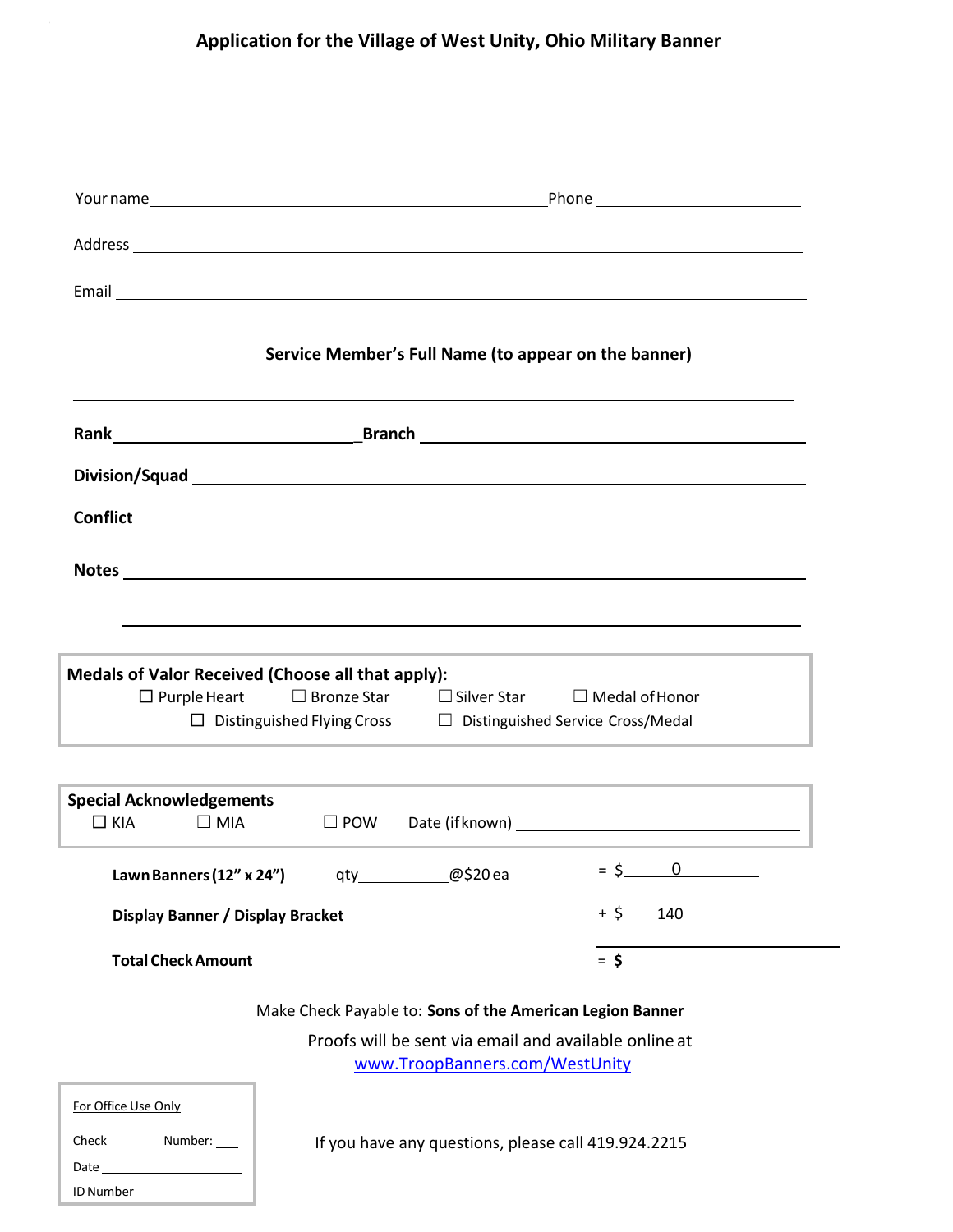# Application for the Village of West Unity, Ohio Military Banner

Your name\_\_\_\_\_\_\_\_\_\_\_\_\_\_\_\_\_\_\_\_\_\_\_\_\_\_\_\_\_\_\_\_\_\_\_\_ Phone \_\_\_\_\_\_\_\_\_\_\_\_\_\_\_\_\_\_\_\_

Address \_\_\_\_\_\_\_\_\_\_\_\_\_\_\_\_\_\_\_\_\_\_\_\_\_\_\_\_\_\_\_\_\_\_\_\_\_\_\_\_\_\_\_\_\_\_\_\_\_\_\_\_\_\_\_\_\_\_

Email \_\_\_\_\_\_\_\_\_\_\_\_\_\_\_\_\_\_\_\_\_\_\_\_\_\_\_\_\_\_\_\_\_\_\_\_\_\_\_\_\_\_\_\_\_\_\_\_\_\_\_\_\_\_\_\_\_\_\_\_

**Service Member's Full Name (to appear on the banner)**

\_\_\_\_\_\_\_\_\_\_\_\_\_\_\_\_\_\_\_\_\_\_\_\_\_\_\_\_\_\_\_\_\_\_\_\_\_\_\_\_\_\_\_\_\_\_\_\_\_\_\_\_\_\_\_\_\_\_\_\_\_\_\_\_

**Rank**\_\_\_\_\_\_\_\_\_\_\_\_\_\_\_\_\_\_\_\_\_\_ **Branch** \_\_\_\_\_\_\_\_\_\_\_\_\_\_\_\_\_\_\_\_\_\_\_\_\_\_\_\_\_\_\_\_\_\_\_\_

**Division/Squad** \_\_\_\_\_\_\_\_\_\_\_\_\_\_\_\_\_\_\_\_\_\_\_\_\_\_\_\_\_\_\_\_\_\_\_\_\_\_\_\_\_\_\_\_\_\_\_\_\_\_\_\_\_\_

**Conflict** \_\_\_\_\_\_\_\_\_\_\_\_\_\_\_\_\_\_\_\_\_\_\_\_\_\_\_\_\_\_\_\_\_\_\_\_\_\_\_\_\_\_\_\_\_\_\_\_\_\_\_\_\_\_\_\_\_\_\_

**Notes** \_\_\_\_\_\_\_\_\_\_\_\_\_\_\_\_\_\_\_\_\_\_\_\_\_\_\_\_\_\_\_\_\_\_\_\_\_\_\_\_\_\_\_\_\_\_\_\_\_\_\_\_\_\_\_\_\_\_\_\_

\_\_\_\_\_\_\_\_\_\_\_\_\_\_\_\_\_\_\_\_\_\_\_\_\_\_\_\_\_\_\_\_\_\_\_\_\_\_\_\_\_\_\_\_\_\_\_\_\_\_\_\_\_\_\_\_\_\_\_\_\_\_\_\_

**Medals of Valor Received (Choose all that apply):**

☐ Purple Heart ☐ Bronze Star ☐ Silver Star ☐ Medal of Honor

☐ Distinguished Flying Cross ☐ Distinguished Service Cross/Medal

**Special Acknowledgements**

☐ KIA ☐ MIA ☐ POW Date (if known) \_\_\_\_\_\_\_\_\_\_\_\_\_\_\_\_\_\_\_\_\_\_\_\_\_\_\_\_

| | | | |
|---|---|---|---|
| **Lawn Banners (12" x 24")** | qty\_\_\_\_\_\_\_\_\_\_ | @$20 ea | = $ 0 |
| **Display Banner / Display Bracket** | | | + $ 140 |
| **Total Check Amount** | | | = $ |

Make Check Payable to: **Sons of the American Legion Banner**

Proofs will be sent via email and available online at [www.TroopBanners.com/WestUnity](www.TroopBanners.com/WestUnity)

For Office Use Only

Check Number: \_\_\_

Date \_\_\_\_\_\_\_\_\_\_\_\_\_\_\_\_\_\_

ID Number \_\_\_\_\_\_\_\_\_\_\_\_\_\_\_

If you have any questions, please call 419.924.2215